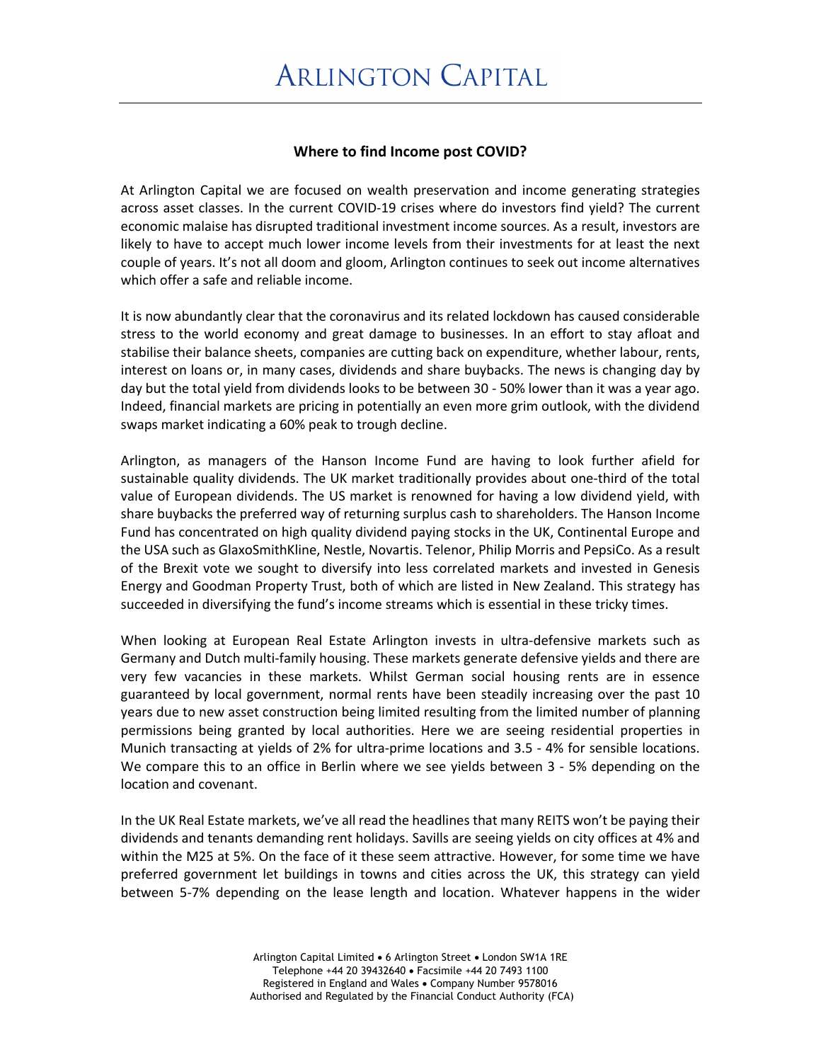# ARLINGTON CAPITAL

## Where to find Income post COVID?

At Arlington Capital we are focused on wealth preservation and income generating strategies across asset classes. In the current COVID-19 crises where do investors find yield? The current economic malaise has disrupted traditional investment income sources. As a result, investors are likely to have to accept much lower income levels from their investments for at least the next couple of years. It's not all doom and gloom, Arlington continues to seek out income alternatives which offer a safe and reliable income.

It is now abundantly clear that the coronavirus and its related lockdown has caused considerable stress to the world economy and great damage to businesses. In an effort to stay afloat and stabilise their balance sheets, companies are cutting back on expenditure, whether labour, rents, interest on loans or, in many cases, dividends and share buybacks. The news is changing day by day but the total yield from dividends looks to be between 30 - 50% lower than it was a year ago. Indeed, financial markets are pricing in potentially an even more grim outlook, with the dividend swaps market indicating a 60% peak to trough decline.

Arlington, as managers of the Hanson Income Fund are having to look further afield for sustainable quality dividends. The UK market traditionally provides about one-third of the total value of European dividends. The US market is renowned for having a low dividend yield, with share buybacks the preferred way of returning surplus cash to shareholders. The Hanson Income Fund has concentrated on high quality dividend paying stocks in the UK, Continental Europe and the USA such as GlaxoSmithKline, Nestle, Novartis. Telenor, Philip Morris and PepsiCo. As a result of the Brexit vote we sought to diversify into less correlated markets and invested in Genesis Energy and Goodman Property Trust, both of which are listed in New Zealand. This strategy has succeeded in diversifying the fund's income streams which is essential in these tricky times.

When looking at European Real Estate Arlington invests in ultra-defensive markets such as Germany and Dutch multi-family housing. These markets generate defensive yields and there are very few vacancies in these markets. Whilst German social housing rents are in essence guaranteed by local government, normal rents have been steadily increasing over the past 10 years due to new asset construction being limited resulting from the limited number of planning permissions being granted by local authorities. Here we are seeing residential properties in Munich transacting at yields of 2% for ultra-prime locations and 3.5 - 4% for sensible locations. We compare this to an office in Berlin where we see yields between 3 - 5% depending on the location and covenant.

In the UK Real Estate markets, we've all read the headlines that many REITS won't be paying their dividends and tenants demanding rent holidays. Savills are seeing yields on city offices at 4% and within the M25 at 5%. On the face of it these seem attractive. However, for some time we have preferred government let buildings in towns and cities across the UK, this strategy can yield between 5-7% depending on the lease length and location. Whatever happens in the wider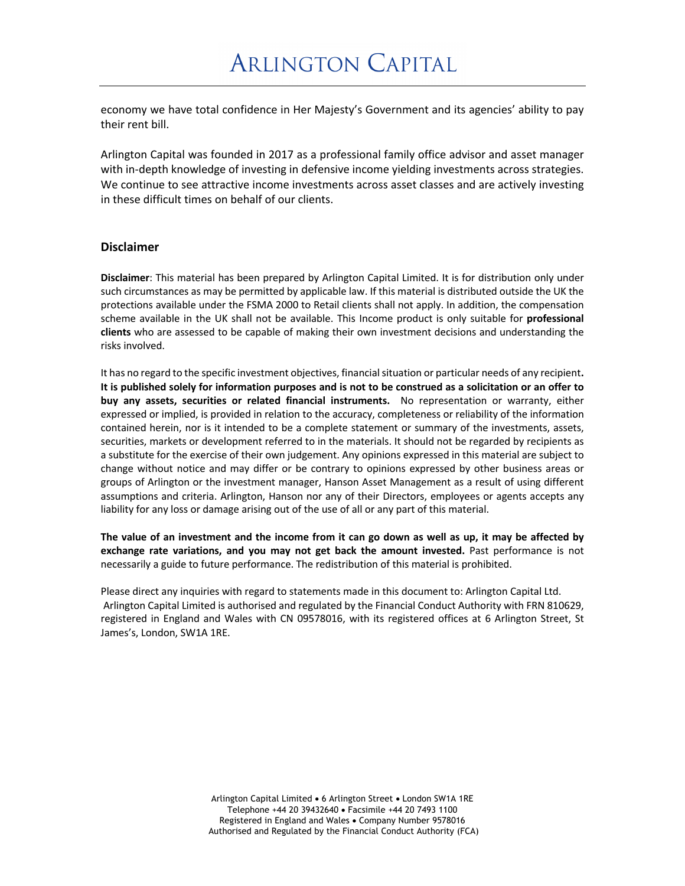economy we have total confidence in Her Majesty's Government and its agencies' ability to pay their rent bill.

Arlington Capital was founded in 2017 as a professional family office advisor and asset manager with in-depth knowledge of investing in defensive income yielding investments across strategies. We continue to see attractive income investments across asset classes and are actively investing in these difficult times on behalf of our clients.

## Disclaimer

**Disclaimer**: This material has been prepared by Arlington Capital Limited. It is for distribution only under such circumstances as may be permitted by applicable law. If this material is distributed outside the UK the protections available under the FSMA 2000 to Retail clients shall not apply. In addition, the compensation scheme available in the UK shall not be available. This Income product is only suitable for **professional clients** who are assessed to be capable of making their own investment decisions and understanding the risks involved.

It has no regard to the specific investment objectives, financial situation or particular needs of any recipient**. It is published solely for information purposes and is not to be construed as a solicitation or an offer to buy any assets, securities or related financial instruments.** No representation or warranty, either expressed or implied, is provided in relation to the accuracy, completeness or reliability of the information contained herein, nor is it intended to be a complete statement or summary of the investments, assets, securities, markets or development referred to in the materials. It should not be regarded by recipients as a substitute for the exercise of their own judgement. Any opinions expressed in this material are subject to change without notice and may differ or be contrary to opinions expressed by other business areas or groups of Arlington or the investment manager, Hanson Asset Management as a result of using different assumptions and criteria. Arlington, Hanson nor any of their Directors, employees or agents accepts any liability for any loss or damage arising out of the use of all or any part of this material.

**The value of an investment and the income from it can go down as well as up, it may be affected by exchange rate variations, and you may not get back the amount invested.** Past performance is not necessarily a guide to future performance. The redistribution of this material is prohibited.

Please direct any inquiries with regard to statements made in this document to: Arlington Capital Ltd. Arlington Capital Limited is authorised and regulated by the Financial Conduct Authority with FRN 810629, registered in England and Wales with CN 09578016, with its registered offices at 6 Arlington Street, St James's, London, SW1A 1RE.